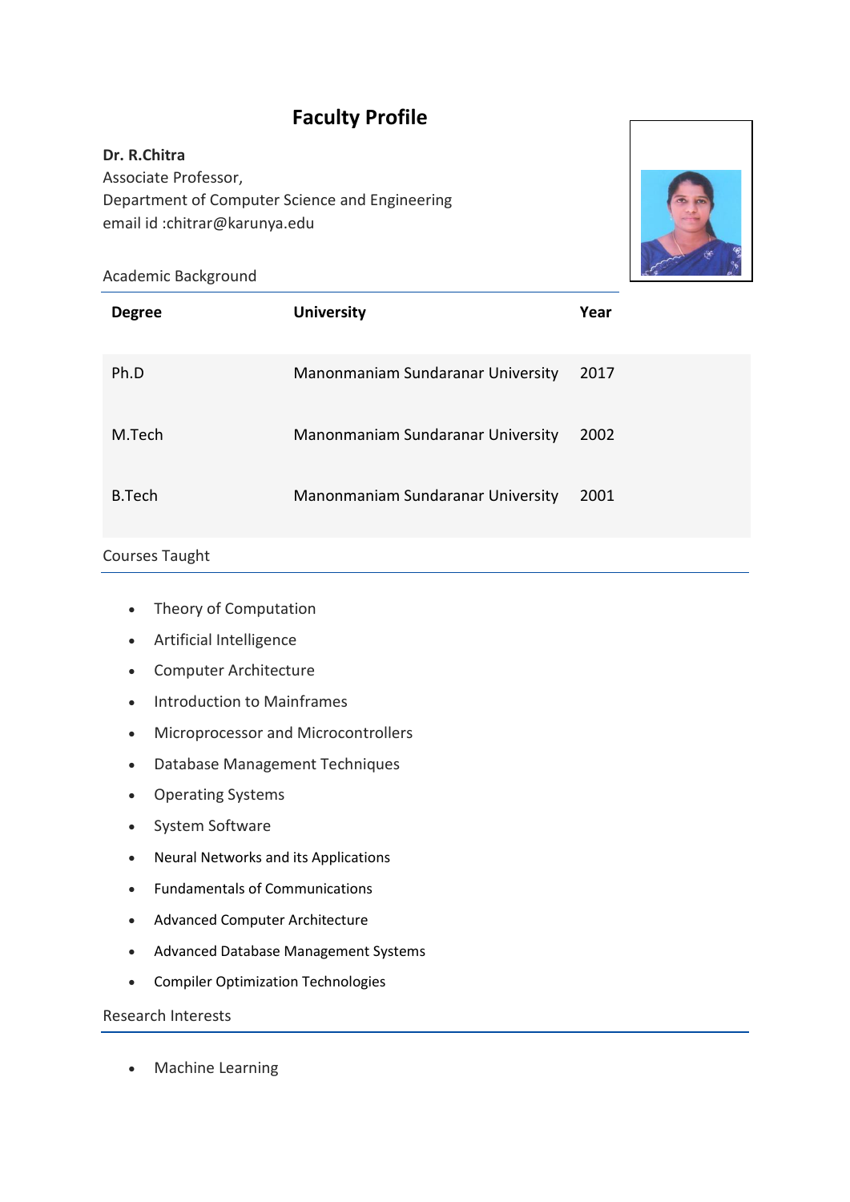# Faculty Profile

**Dr. R.Chitra**
Associate Professor,
Department of Computer Science and Engineering
email id :chitrar@karunya.edu

## Academic Background

| Degree | University | Year |
|---|---|---|
| Ph.D | Manonmaniam Sundaranar University | 2017 |
| M.Tech | Manonmaniam Sundaranar University | 2002 |
| B.Tech | Manonmaniam Sundaranar University | 2001 |

## Courses Taught

- Theory of Computation
- Artificial Intelligence
- Computer Architecture
- Introduction to Mainframes
- Microprocessor and Microcontrollers
- Database Management Techniques
- Operating Systems
- System Software
- Neural Networks and its Applications
- Fundamentals of Communications
- Advanced Computer Architecture
- Advanced Database Management Systems
- Compiler Optimization Technologies

## Research Interests

- Machine Learning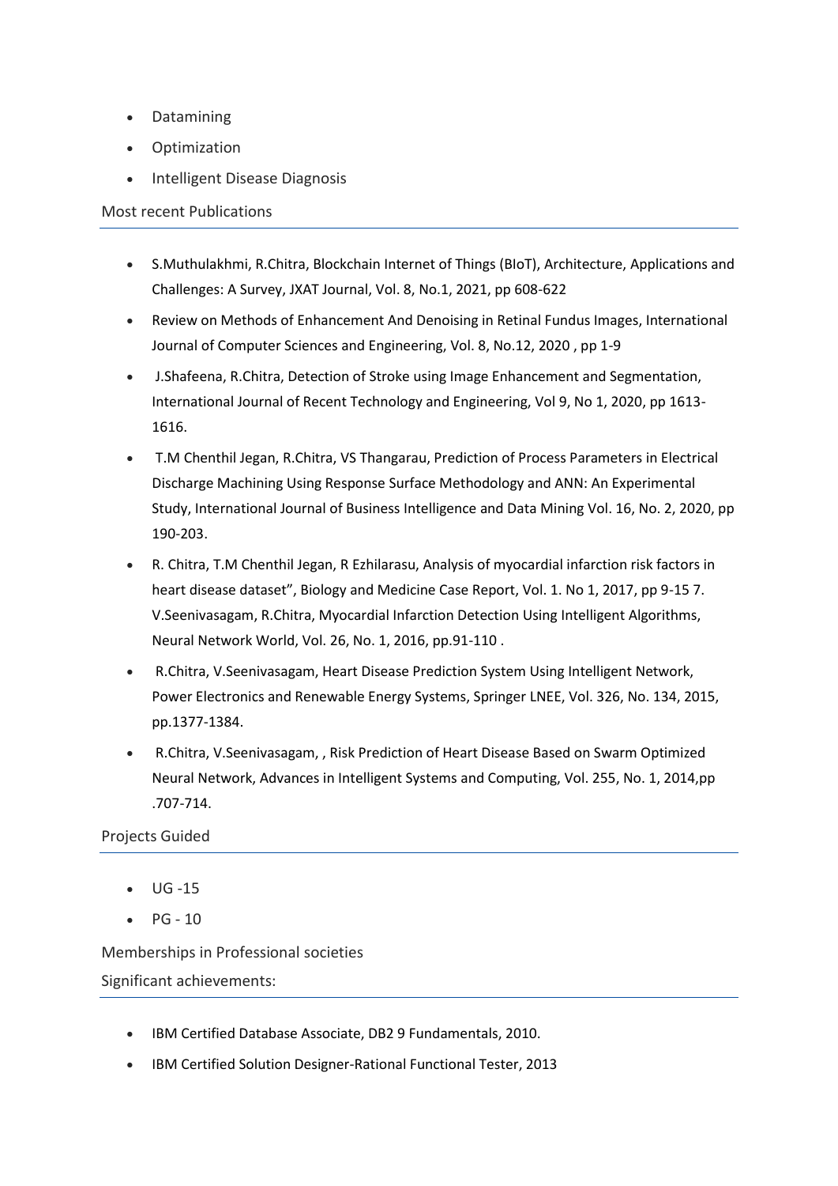- Datamining
- Optimization
- Intelligent Disease Diagnosis

## Most recent Publications

- S.Muthulakhmi, R.Chitra, Blockchain Internet of Things (BIoT), Architecture, Applications and Challenges: A Survey, JXAT Journal, Vol. 8, No.1, 2021, pp 608-622
- Review on Methods of Enhancement And Denoising in Retinal Fundus Images, International Journal of Computer Sciences and Engineering, Vol. 8, No.12, 2020 , pp 1-9
- J.Shafeena, R.Chitra, Detection of Stroke using Image Enhancement and Segmentation, International Journal of Recent Technology and Engineering, Vol 9, No 1, 2020, pp 1613-1616.
- T.M Chenthil Jegan, R.Chitra, VS Thangarau, Prediction of Process Parameters in Electrical Discharge Machining Using Response Surface Methodology and ANN: An Experimental Study, International Journal of Business Intelligence and Data Mining Vol. 16, No. 2, 2020, pp 190-203.
- R. Chitra, T.M Chenthil Jegan, R Ezhilarasu, Analysis of myocardial infarction risk factors in heart disease dataset", Biology and Medicine Case Report, Vol. 1. No 1, 2017, pp 9-15 7. V.Seenivasagam, R.Chitra, Myocardial Infarction Detection Using Intelligent Algorithms, Neural Network World, Vol. 26, No. 1, 2016, pp.91-110 .
- R.Chitra, V.Seenivasagam, Heart Disease Prediction System Using Intelligent Network, Power Electronics and Renewable Energy Systems, Springer LNEE, Vol. 326, No. 134, 2015, pp.1377-1384.
- R.Chitra, V.Seenivasagam, , Risk Prediction of Heart Disease Based on Swarm Optimized Neural Network, Advances in Intelligent Systems and Computing, Vol. 255, No. 1, 2014,pp .707-714.

## Projects Guided

- UG -15
- PG - 10

## Memberships in Professional societies

## Significant achievements:

- IBM Certified Database Associate, DB2 9 Fundamentals, 2010.
- IBM Certified Solution Designer-Rational Functional Tester, 2013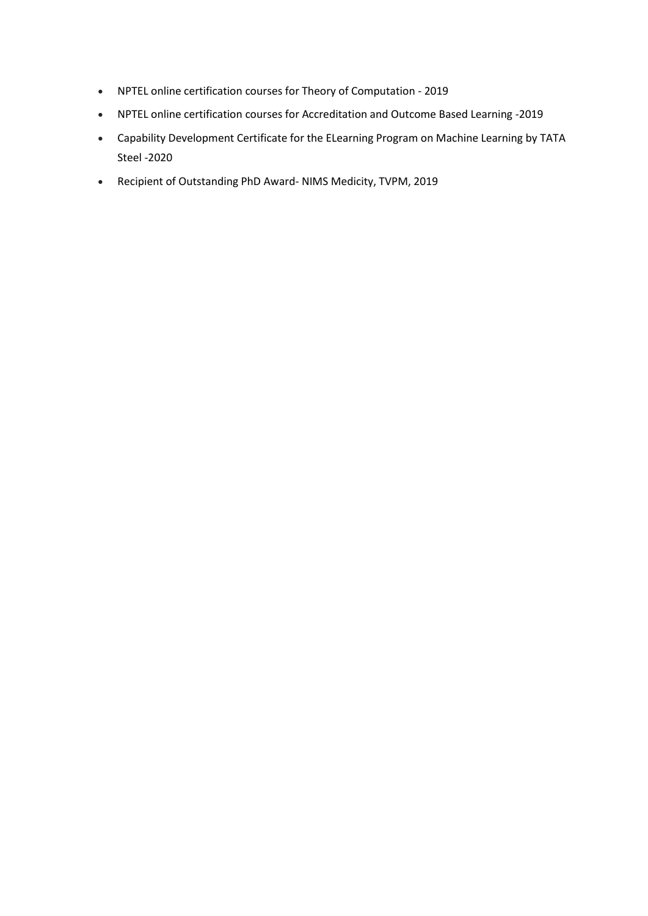- NPTEL online certification courses for Theory of Computation - 2019
- NPTEL online certification courses for Accreditation and Outcome Based Learning -2019
- Capability Development Certificate for the ELearning Program on Machine Learning by TATA Steel -2020
- Recipient of Outstanding PhD Award- NIMS Medicity, TVPM, 2019